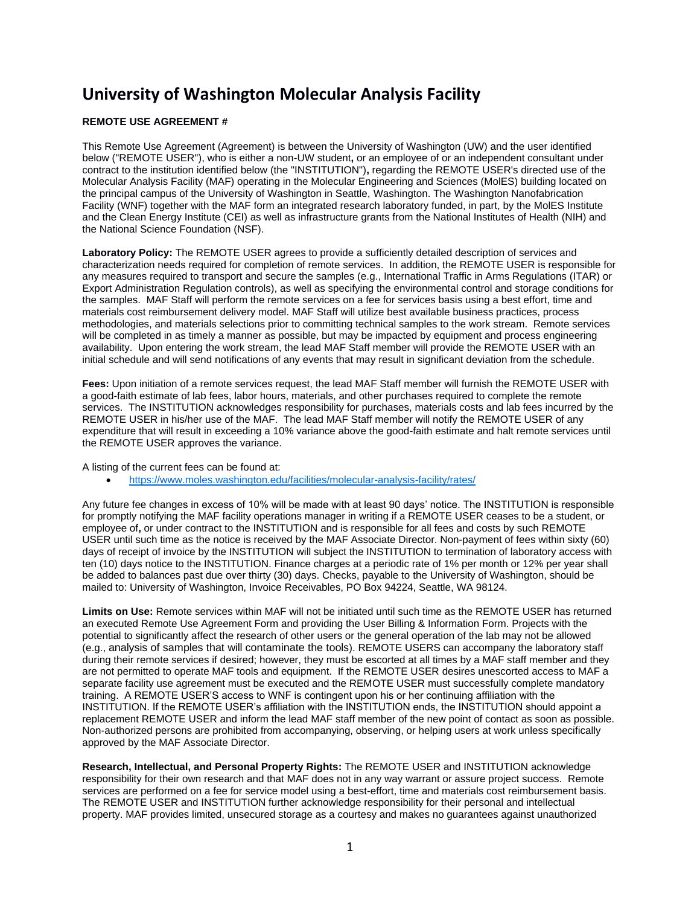# University of Washington Molecular Analysis Facility

**REMOTE USE AGREEMENT #**

This Remote Use Agreement (Agreement) is between the University of Washington (UW) and the user identified below ("REMOTE USER"), who is either a non-UW student**,** or an employee of or an independent consultant under contract to the institution identified below (the "INSTITUTION")**,** regarding the REMOTE USER's directed use of the Molecular Analysis Facility (MAF) operating in the Molecular Engineering and Sciences (MolES) building located on the principal campus of the University of Washington in Seattle, Washington. The Washington Nanofabrication Facility (WNF) together with the MAF form an integrated research laboratory funded, in part, by the MolES Institute and the Clean Energy Institute (CEI) as well as infrastructure grants from the National Institutes of Health (NIH) and the National Science Foundation (NSF).

**Laboratory Policy:** The REMOTE USER agrees to provide a sufficiently detailed description of services and characterization needs required for completion of remote services. In addition, the REMOTE USER is responsible for any measures required to transport and secure the samples (e.g., International Traffic in Arms Regulations (ITAR) or Export Administration Regulation controls), as well as specifying the environmental control and storage conditions for the samples. MAF Staff will perform the remote services on a fee for services basis using a best effort, time and materials cost reimbursement delivery model. MAF Staff will utilize best available business practices, process methodologies, and materials selections prior to committing technical samples to the work stream. Remote services will be completed in as timely a manner as possible, but may be impacted by equipment and process engineering availability. Upon entering the work stream, the lead MAF Staff member will provide the REMOTE USER with an initial schedule and will send notifications of any events that may result in significant deviation from the schedule.

**Fees:** Upon initiation of a remote services request, the lead MAF Staff member will furnish the REMOTE USER with a good-faith estimate of lab fees, labor hours, materials, and other purchases required to complete the remote services. The INSTITUTION acknowledges responsibility for purchases, materials costs and lab fees incurred by the REMOTE USER in his/her use of the MAF. The lead MAF Staff member will notify the REMOTE USER of any expenditure that will result in exceeding a 10% variance above the good-faith estimate and halt remote services until the REMOTE USER approves the variance.

A listing of the current fees can be found at:

- https://www.moles.washington.edu/facilities/molecular-analysis-facility/rates/

Any future fee changes in excess of 10% will be made with at least 90 days' notice. The INSTITUTION is responsible for promptly notifying the MAF facility operations manager in writing if a REMOTE USER ceases to be a student, or employee of**,** or under contract to the INSTITUTION and is responsible for all fees and costs by such REMOTE USER until such time as the notice is received by the MAF Associate Director. Non-payment of fees within sixty (60) days of receipt of invoice by the INSTITUTION will subject the INSTITUTION to termination of laboratory access with ten (10) days notice to the INSTITUTION. Finance charges at a periodic rate of 1% per month or 12% per year shall be added to balances past due over thirty (30) days. Checks, payable to the University of Washington, should be mailed to: University of Washington, Invoice Receivables, PO Box 94224, Seattle, WA 98124.

**Limits on Use:** Remote services within MAF will not be initiated until such time as the REMOTE USER has returned an executed Remote Use Agreement Form and providing the User Billing & Information Form. Projects with the potential to significantly affect the research of other users or the general operation of the lab may not be allowed (e.g., analysis of samples that will contaminate the tools). REMOTE USERS can accompany the laboratory staff during their remote services if desired; however, they must be escorted at all times by a MAF staff member and they are not permitted to operate MAF tools and equipment. If the REMOTE USER desires unescorted access to MAF a separate facility use agreement must be executed and the REMOTE USER must successfully complete mandatory training. A REMOTE USER'S access to WNF is contingent upon his or her continuing affiliation with the INSTITUTION. If the REMOTE USER's affiliation with the INSTITUTION ends, the INSTITUTION should appoint a replacement REMOTE USER and inform the lead MAF staff member of the new point of contact as soon as possible. Non-authorized persons are prohibited from accompanying, observing, or helping users at work unless specifically approved by the MAF Associate Director.

**Research, Intellectual, and Personal Property Rights:** The REMOTE USER and INSTITUTION acknowledge responsibility for their own research and that MAF does not in any way warrant or assure project success. Remote services are performed on a fee for service model using a best-effort, time and materials cost reimbursement basis. The REMOTE USER and INSTITUTION further acknowledge responsibility for their personal and intellectual property. MAF provides limited, unsecured storage as a courtesy and makes no guarantees against unauthorized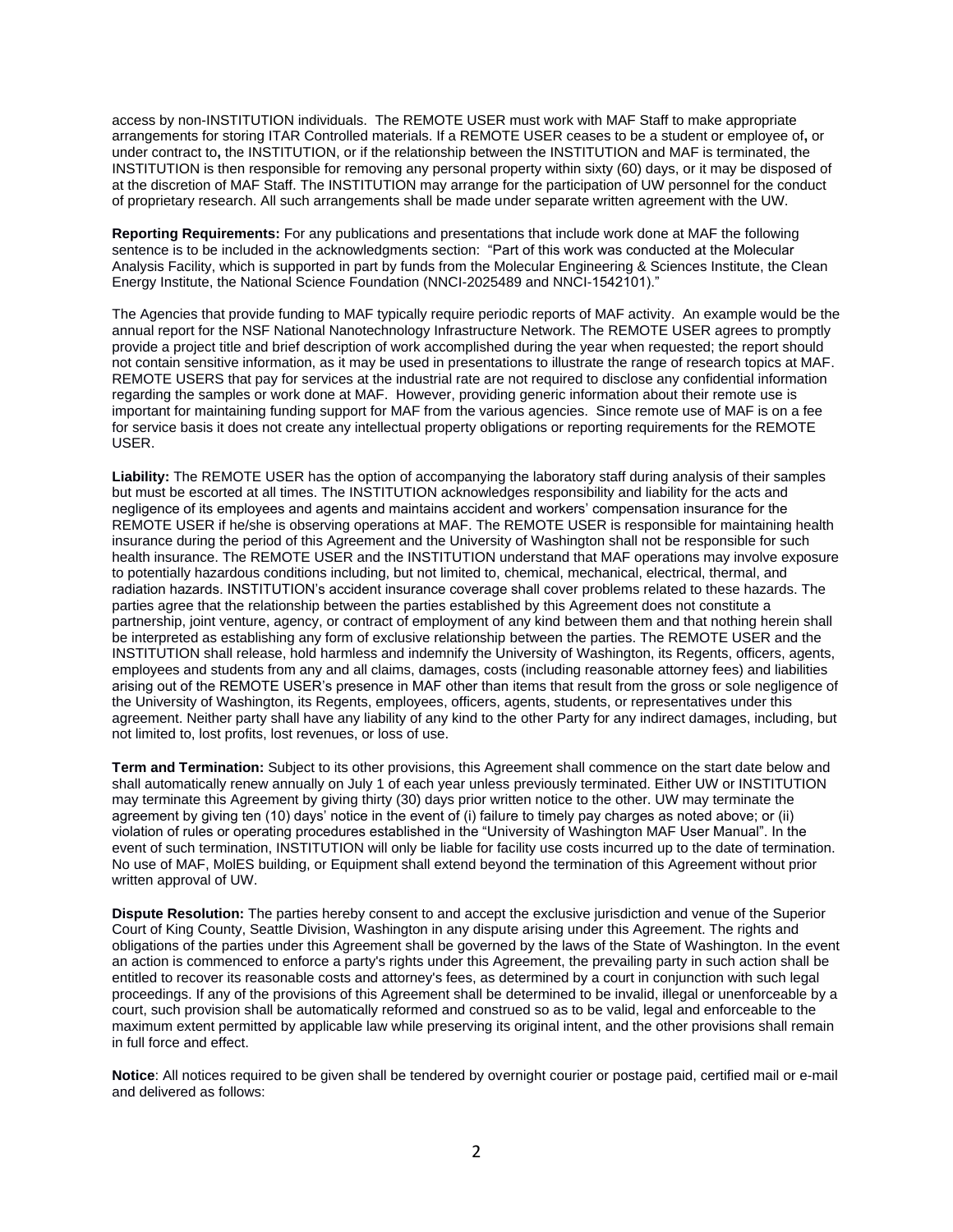access by non-INSTITUTION individuals. The REMOTE USER must work with MAF Staff to make appropriate arrangements for storing ITAR Controlled materials. If a REMOTE USER ceases to be a student or employee of**,** or under contract to**,** the INSTITUTION, or if the relationship between the INSTITUTION and MAF is terminated, the INSTITUTION is then responsible for removing any personal property within sixty (60) days, or it may be disposed of at the discretion of MAF Staff. The INSTITUTION may arrange for the participation of UW personnel for the conduct of proprietary research. All such arrangements shall be made under separate written agreement with the UW.

**Reporting Requirements:** For any publications and presentations that include work done at MAF the following sentence is to be included in the acknowledgments section: "Part of this work was conducted at the Molecular Analysis Facility, which is supported in part by funds from the Molecular Engineering & Sciences Institute, the Clean Energy Institute, the National Science Foundation (NNCI-2025489 and NNCI-1542101)."

The Agencies that provide funding to MAF typically require periodic reports of MAF activity. An example would be the annual report for the NSF National Nanotechnology Infrastructure Network. The REMOTE USER agrees to promptly provide a project title and brief description of work accomplished during the year when requested; the report should not contain sensitive information, as it may be used in presentations to illustrate the range of research topics at MAF. REMOTE USERS that pay for services at the industrial rate are not required to disclose any confidential information regarding the samples or work done at MAF. However, providing generic information about their remote use is important for maintaining funding support for MAF from the various agencies. Since remote use of MAF is on a fee for service basis it does not create any intellectual property obligations or reporting requirements for the REMOTE USER.

**Liability:** The REMOTE USER has the option of accompanying the laboratory staff during analysis of their samples but must be escorted at all times. The INSTITUTION acknowledges responsibility and liability for the acts and negligence of its employees and agents and maintains accident and workers' compensation insurance for the REMOTE USER if he/she is observing operations at MAF. The REMOTE USER is responsible for maintaining health insurance during the period of this Agreement and the University of Washington shall not be responsible for such health insurance. The REMOTE USER and the INSTITUTION understand that MAF operations may involve exposure to potentially hazardous conditions including, but not limited to, chemical, mechanical, electrical, thermal, and radiation hazards. INSTITUTION's accident insurance coverage shall cover problems related to these hazards. The parties agree that the relationship between the parties established by this Agreement does not constitute a partnership, joint venture, agency, or contract of employment of any kind between them and that nothing herein shall be interpreted as establishing any form of exclusive relationship between the parties. The REMOTE USER and the INSTITUTION shall release, hold harmless and indemnify the University of Washington, its Regents, officers, agents, employees and students from any and all claims, damages, costs (including reasonable attorney fees) and liabilities arising out of the REMOTE USER's presence in MAF other than items that result from the gross or sole negligence of the University of Washington, its Regents, employees, officers, agents, students, or representatives under this agreement. Neither party shall have any liability of any kind to the other Party for any indirect damages, including, but not limited to, lost profits, lost revenues, or loss of use.

**Term and Termination:** Subject to its other provisions, this Agreement shall commence on the start date below and shall automatically renew annually on July 1 of each year unless previously terminated. Either UW or INSTITUTION may terminate this Agreement by giving thirty (30) days prior written notice to the other. UW may terminate the agreement by giving ten (10) days' notice in the event of (i) failure to timely pay charges as noted above; or (ii) violation of rules or operating procedures established in the "University of Washington MAF User Manual". In the event of such termination, INSTITUTION will only be liable for facility use costs incurred up to the date of termination. No use of MAF, MolES building, or Equipment shall extend beyond the termination of this Agreement without prior written approval of UW.

**Dispute Resolution:** The parties hereby consent to and accept the exclusive jurisdiction and venue of the Superior Court of King County, Seattle Division, Washington in any dispute arising under this Agreement. The rights and obligations of the parties under this Agreement shall be governed by the laws of the State of Washington. In the event an action is commenced to enforce a party's rights under this Agreement, the prevailing party in such action shall be entitled to recover its reasonable costs and attorney's fees, as determined by a court in conjunction with such legal proceedings. If any of the provisions of this Agreement shall be determined to be invalid, illegal or unenforceable by a court, such provision shall be automatically reformed and construed so as to be valid, legal and enforceable to the maximum extent permitted by applicable law while preserving its original intent, and the other provisions shall remain in full force and effect.

**Notice**: All notices required to be given shall be tendered by overnight courier or postage paid, certified mail or e-mail and delivered as follows: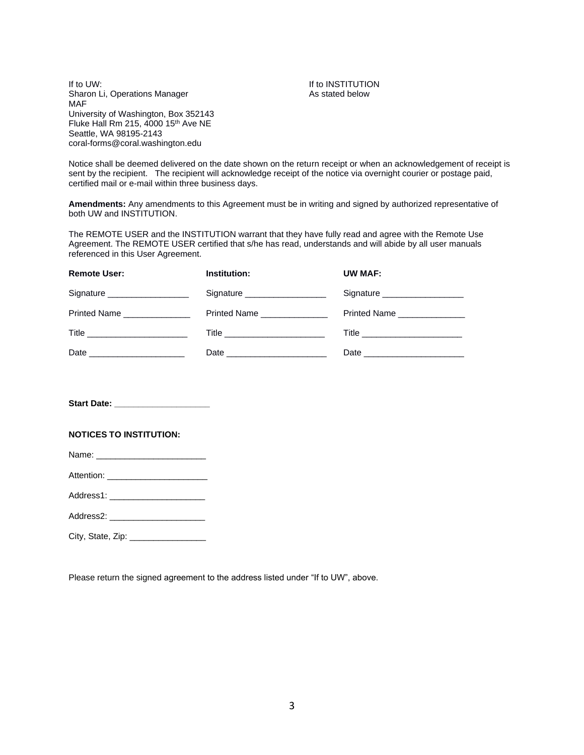If to UW:
Sharon Li, Operations Manager
MAF
University of Washington, Box 352143
Fluke Hall Rm 215, 4000 15th Ave NE
Seattle, WA 98195-2143
coral-forms@coral.washington.edu

If to INSTITUTION
As stated below

Notice shall be deemed delivered on the date shown on the return receipt or when an acknowledgement of receipt is sent by the recipient. The recipient will acknowledge receipt of the notice via overnight courier or postage paid, certified mail or e-mail within three business days.

**Amendments:** Any amendments to this Agreement must be in writing and signed by authorized representative of both UW and INSTITUTION.

The REMOTE USER and the INSTITUTION warrant that they have fully read and agree with the Remote Use Agreement. The REMOTE USER certified that s/he has read, understands and will abide by all user manuals referenced in this User Agreement.

| **Remote User:** | **Institution:** | **UW MAF:** |
|---|---|---|
| Signature _________________ | Signature _________________ | Signature _________________ |
| Printed Name ______________ | Printed Name ______________ | Printed Name ______________ |
| Title _____________________ | Title _____________________ | Title _____________________ |
| Date ____________________ | Date _____________________ | Date _____________________ |

**Start Date: ___________________**

**NOTICES TO INSTITUTION:**

Name: _______________________

Attention: _____________________

Address1: ____________________

Address2: ____________________

City, State, Zip: ________________

Please return the signed agreement to the address listed under "If to UW", above.